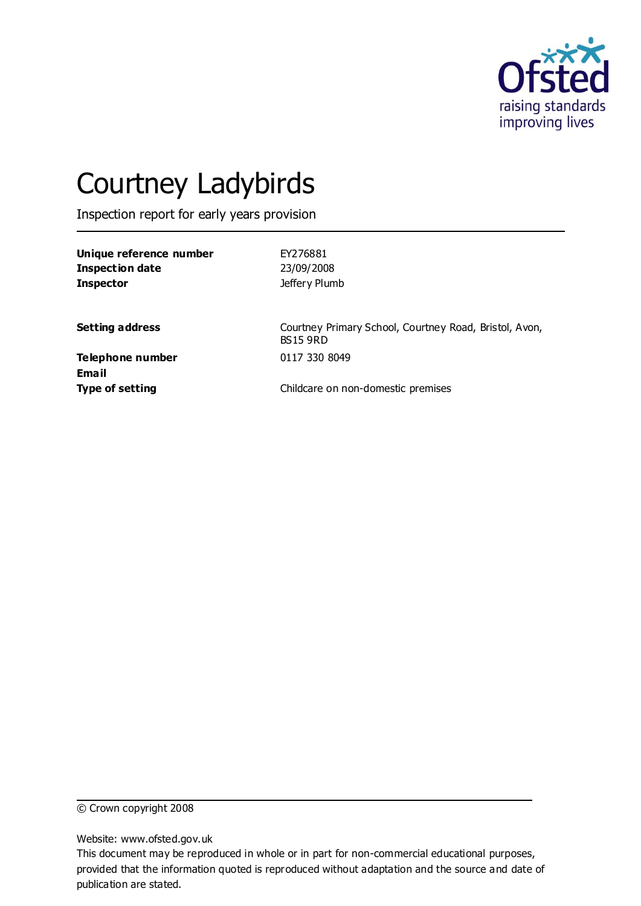Ofsted
raising standards
improving lives

# Courtney Ladybirds

Inspection report for early years provision

| | |
|---|---|
| **Unique reference number** | EY276881 |
| **Inspection date** | 23/09/2008 |
| **Inspector** | Jeffery Plumb |

| | |
|---|---|
| **Setting address** | Courtney Primary School, Courtney Road, Bristol, Avon, BS15 9RD |
| **Telephone number** | 0117 330 8049 |
| **Email** | |
| **Type of setting** | Childcare on non-domestic premises |

© Crown copyright 2008

Website: www.ofsted.gov.uk
This document may be reproduced in whole or in part for non-commercial educational purposes, provided that the information quoted is reproduced without adaptation and the source and date of publication are stated.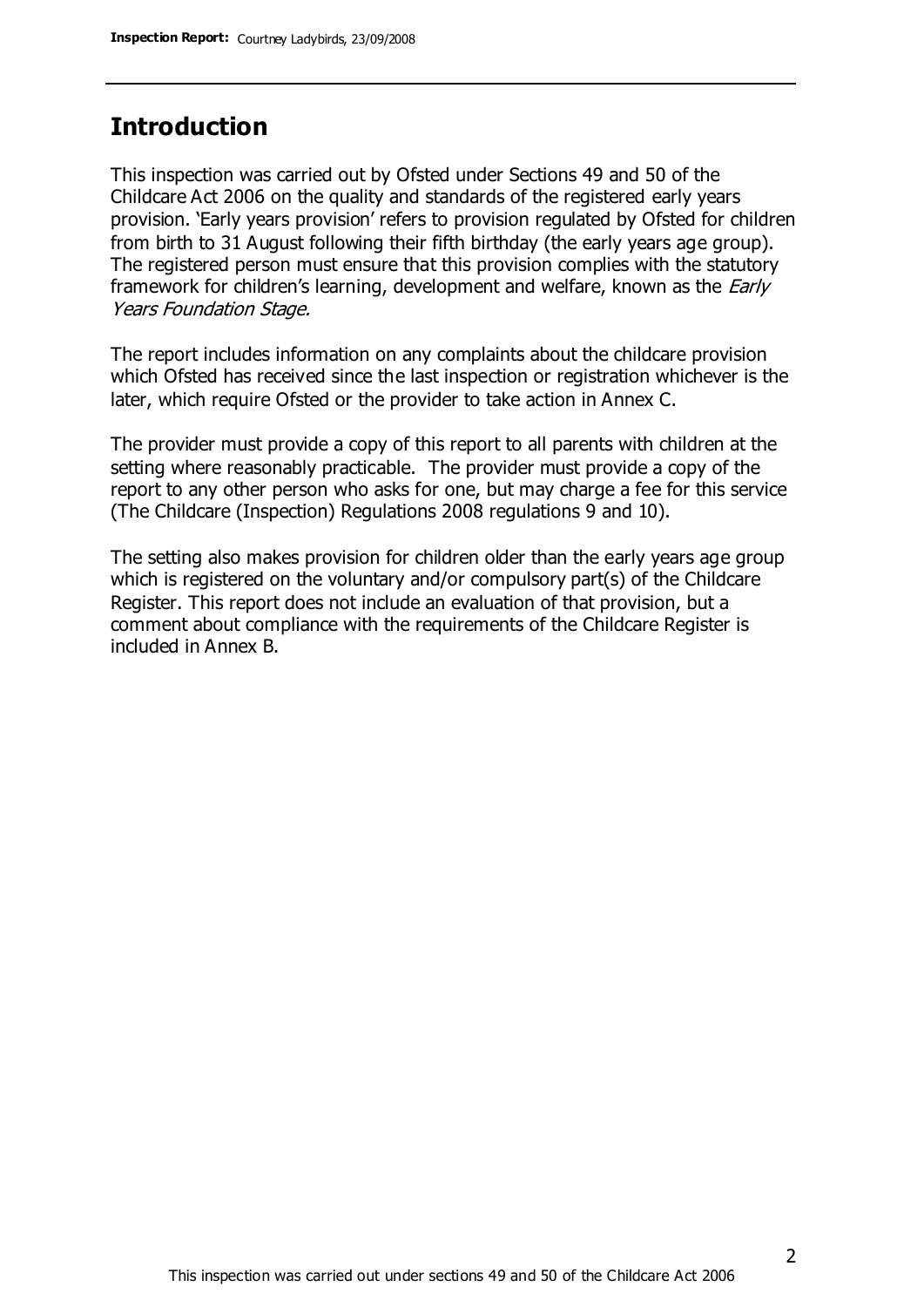## Introduction

This inspection was carried out by Ofsted under Sections 49 and 50 of the Childcare Act 2006 on the quality and standards of the registered early years provision. 'Early years provision' refers to provision regulated by Ofsted for children from birth to 31 August following their fifth birthday (the early years age group). The registered person must ensure that this provision complies with the statutory framework for children's learning, development and welfare, known as the *Early Years Foundation Stage.*

The report includes information on any complaints about the childcare provision which Ofsted has received since the last inspection or registration whichever is the later, which require Ofsted or the provider to take action in Annex C.

The provider must provide a copy of this report to all parents with children at the setting where reasonably practicable. The provider must provide a copy of the report to any other person who asks for one, but may charge a fee for this service (The Childcare (Inspection) Regulations 2008 regulations 9 and 10).

The setting also makes provision for children older than the early years age group which is registered on the voluntary and/or compulsory part(s) of the Childcare Register. This report does not include an evaluation of that provision, but a comment about compliance with the requirements of the Childcare Register is included in Annex B.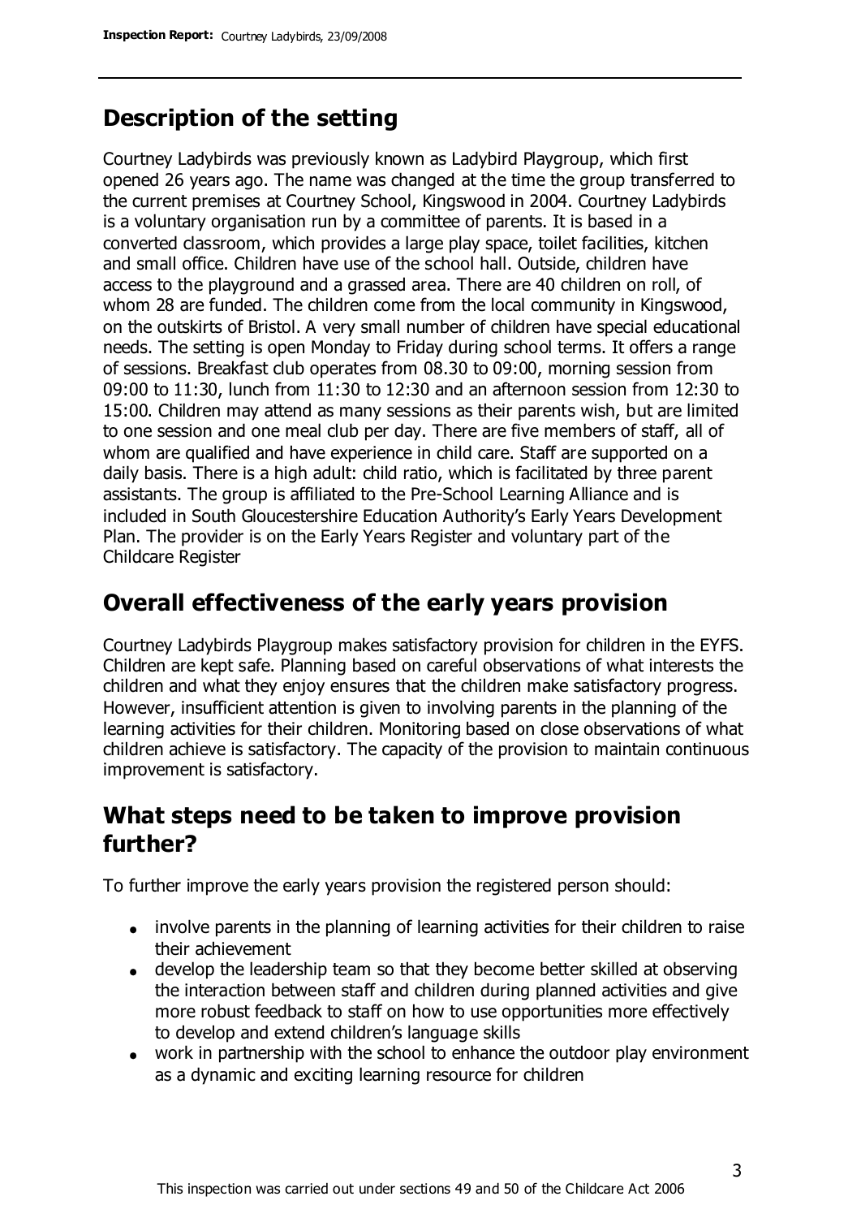## Description of the setting

Courtney Ladybirds was previously known as Ladybird Playgroup, which first opened 26 years ago. The name was changed at the time the group transferred to the current premises at Courtney School, Kingswood in 2004. Courtney Ladybirds is a voluntary organisation run by a committee of parents. It is based in a converted classroom, which provides a large play space, toilet facilities, kitchen and small office. Children have use of the school hall. Outside, children have access to the playground and a grassed area. There are 40 children on roll, of whom 28 are funded. The children come from the local community in Kingswood, on the outskirts of Bristol. A very small number of children have special educational needs. The setting is open Monday to Friday during school terms. It offers a range of sessions. Breakfast club operates from 08.30 to 09:00, morning session from 09:00 to 11:30, lunch from 11:30 to 12:30 and an afternoon session from 12:30 to 15:00. Children may attend as many sessions as their parents wish, but are limited to one session and one meal club per day. There are five members of staff, all of whom are qualified and have experience in child care. Staff are supported on a daily basis. There is a high adult: child ratio, which is facilitated by three parent assistants. The group is affiliated to the Pre-School Learning Alliance and is included in South Gloucestershire Education Authority's Early Years Development Plan. The provider is on the Early Years Register and voluntary part of the Childcare Register

## Overall effectiveness of the early years provision

Courtney Ladybirds Playgroup makes satisfactory provision for children in the EYFS. Children are kept safe. Planning based on careful observations of what interests the children and what they enjoy ensures that the children make satisfactory progress. However, insufficient attention is given to involving parents in the planning of the learning activities for their children. Monitoring based on close observations of what children achieve is satisfactory. The capacity of the provision to maintain continuous improvement is satisfactory.

## What steps need to be taken to improve provision further?

To further improve the early years provision the registered person should:

- involve parents in the planning of learning activities for their children to raise their achievement
- develop the leadership team so that they become better skilled at observing the interaction between staff and children during planned activities and give more robust feedback to staff on how to use opportunities more effectively to develop and extend children's language skills
- work in partnership with the school to enhance the outdoor play environment as a dynamic and exciting learning resource for children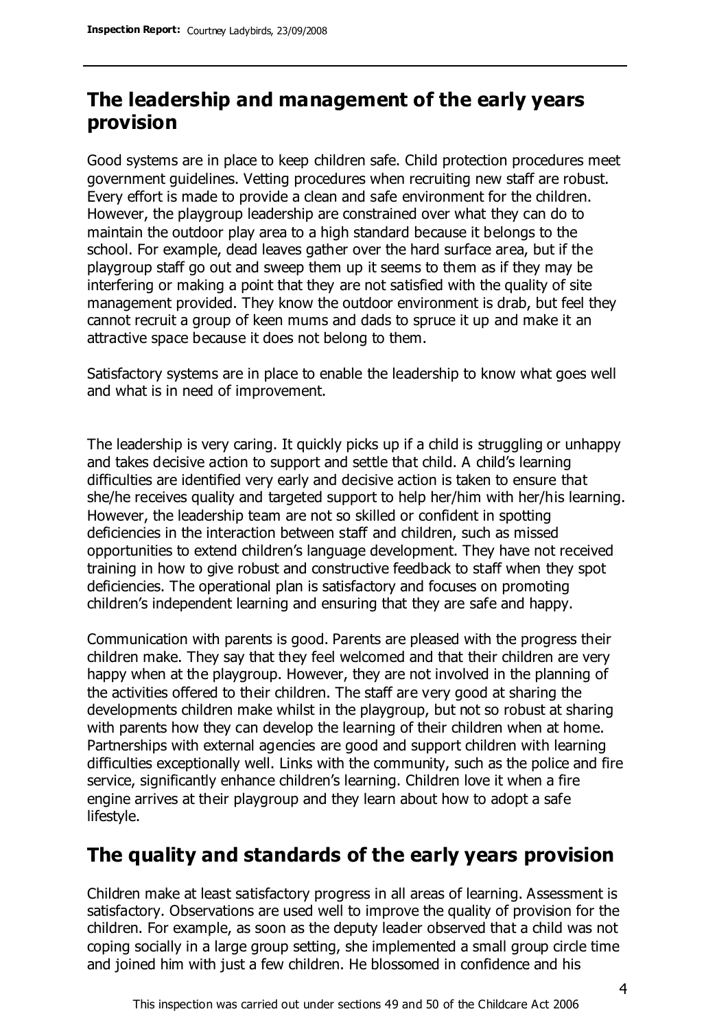## The leadership and management of the early years provision

Good systems are in place to keep children safe. Child protection procedures meet government guidelines. Vetting procedures when recruiting new staff are robust. Every effort is made to provide a clean and safe environment for the children. However, the playgroup leadership are constrained over what they can do to maintain the outdoor play area to a high standard because it belongs to the school. For example, dead leaves gather over the hard surface area, but if the playgroup staff go out and sweep them up it seems to them as if they may be interfering or making a point that they are not satisfied with the quality of site management provided. They know the outdoor environment is drab, but feel they cannot recruit a group of keen mums and dads to spruce it up and make it an attractive space because it does not belong to them.

Satisfactory systems are in place to enable the leadership to know what goes well and what is in need of improvement.

The leadership is very caring. It quickly picks up if a child is struggling or unhappy and takes decisive action to support and settle that child. A child's learning difficulties are identified very early and decisive action is taken to ensure that she/he receives quality and targeted support to help her/him with her/his learning. However, the leadership team are not so skilled or confident in spotting deficiencies in the interaction between staff and children, such as missed opportunities to extend children's language development. They have not received training in how to give robust and constructive feedback to staff when they spot deficiencies. The operational plan is satisfactory and focuses on promoting children's independent learning and ensuring that they are safe and happy.

Communication with parents is good. Parents are pleased with the progress their children make. They say that they feel welcomed and that their children are very happy when at the playgroup. However, they are not involved in the planning of the activities offered to their children. The staff are very good at sharing the developments children make whilst in the playgroup, but not so robust at sharing with parents how they can develop the learning of their children when at home. Partnerships with external agencies are good and support children with learning difficulties exceptionally well. Links with the community, such as the police and fire service, significantly enhance children's learning. Children love it when a fire engine arrives at their playgroup and they learn about how to adopt a safe lifestyle.

## The quality and standards of the early years provision

Children make at least satisfactory progress in all areas of learning. Assessment is satisfactory. Observations are used well to improve the quality of provision for the children. For example, as soon as the deputy leader observed that a child was not coping socially in a large group setting, she implemented a small group circle time and joined him with just a few children. He blossomed in confidence and his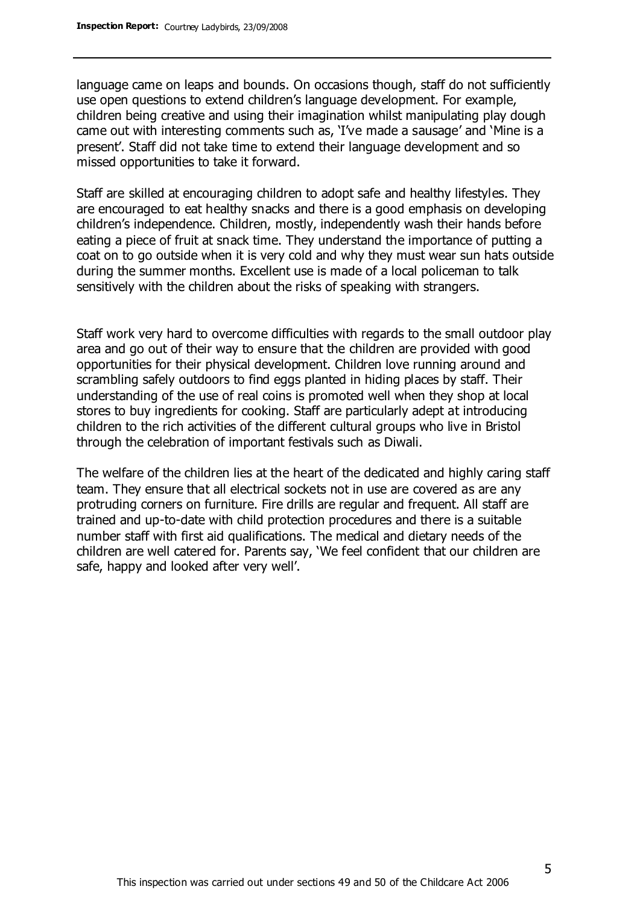language came on leaps and bounds. On occasions though, staff do not sufficiently use open questions to extend children's language development. For example, children being creative and using their imagination whilst manipulating play dough came out with interesting comments such as, 'I've made a sausage' and 'Mine is a present'. Staff did not take time to extend their language development and so missed opportunities to take it forward.

Staff are skilled at encouraging children to adopt safe and healthy lifestyles. They are encouraged to eat healthy snacks and there is a good emphasis on developing children's independence. Children, mostly, independently wash their hands before eating a piece of fruit at snack time. They understand the importance of putting a coat on to go outside when it is very cold and why they must wear sun hats outside during the summer months. Excellent use is made of a local policeman to talk sensitively with the children about the risks of speaking with strangers.

Staff work very hard to overcome difficulties with regards to the small outdoor play area and go out of their way to ensure that the children are provided with good opportunities for their physical development. Children love running around and scrambling safely outdoors to find eggs planted in hiding places by staff. Their understanding of the use of real coins is promoted well when they shop at local stores to buy ingredients for cooking. Staff are particularly adept at introducing children to the rich activities of the different cultural groups who live in Bristol through the celebration of important festivals such as Diwali.

The welfare of the children lies at the heart of the dedicated and highly caring staff team. They ensure that all electrical sockets not in use are covered as are any protruding corners on furniture. Fire drills are regular and frequent. All staff are trained and up-to-date with child protection procedures and there is a suitable number staff with first aid qualifications. The medical and dietary needs of the children are well catered for. Parents say, 'We feel confident that our children are safe, happy and looked after very well'.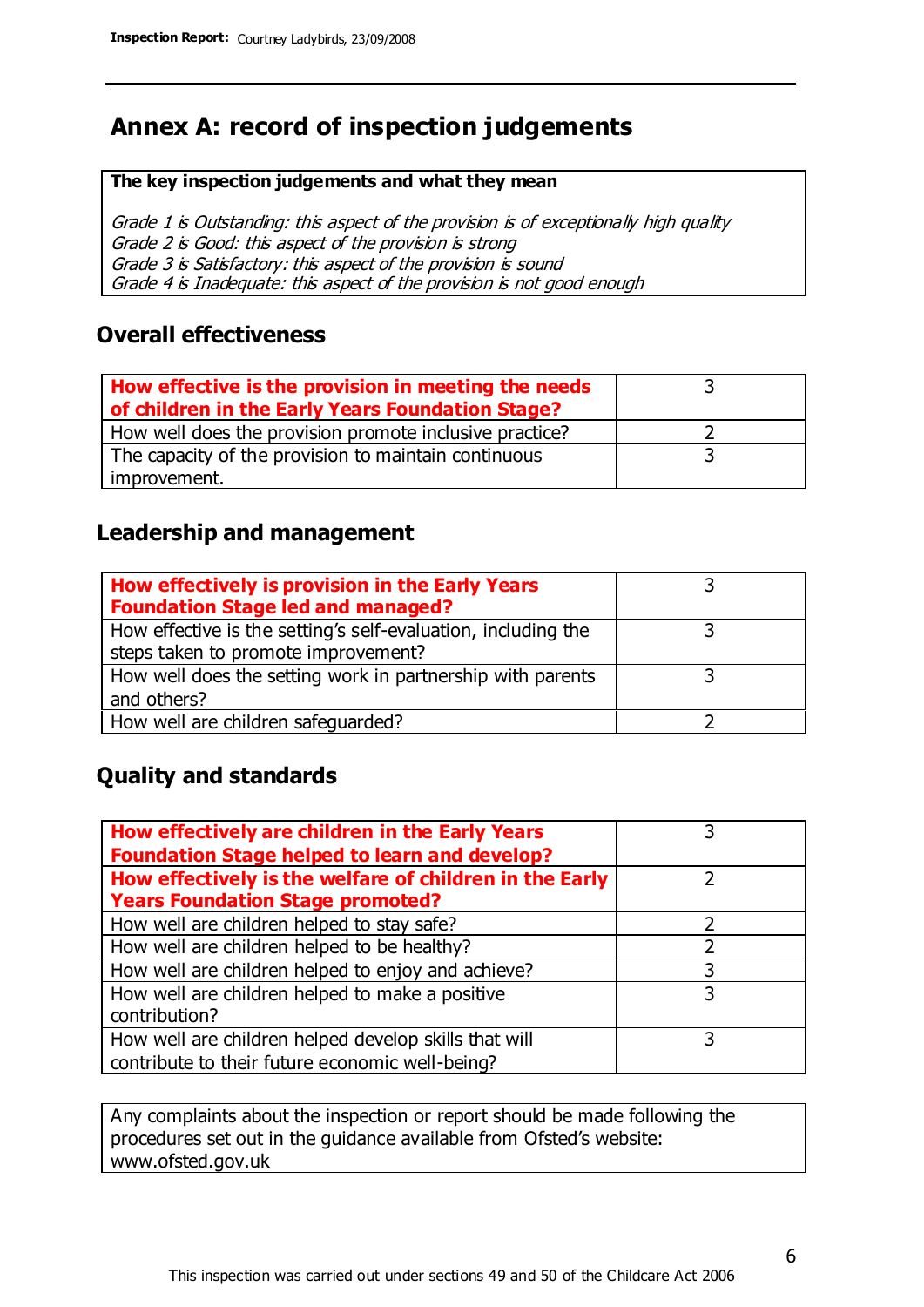# Annex A: record of inspection judgements

**The key inspection judgements and what they mean**

*Grade 1 is Outstanding: this aspect of the provision is of exceptionally high quality*
*Grade 2 is Good: this aspect of the provision is strong*
*Grade 3 is Satisfactory: this aspect of the provision is sound*
*Grade 4 is Inadequate: this aspect of the provision is not good enough*

## Overall effectiveness

| | |
|---|---|
| **How effective is the provision in meeting the needs of children in the Early Years Foundation Stage?** | 3 |
| How well does the provision promote inclusive practice? | 2 |
| The capacity of the provision to maintain continuous improvement. | 3 |

## Leadership and management

| | |
|---|---|
| **How effectively is provision in the Early Years Foundation Stage led and managed?** | 3 |
| How effective is the setting's self-evaluation, including the steps taken to promote improvement? | 3 |
| How well does the setting work in partnership with parents and others? | 3 |
| How well are children safeguarded? | 2 |

## Quality and standards

| | |
|---|---|
| **How effectively are children in the Early Years Foundation Stage helped to learn and develop?** | 3 |
| **How effectively is the welfare of children in the Early Years Foundation Stage promoted?** | 2 |
| How well are children helped to stay safe? | 2 |
| How well are children helped to be healthy? | 2 |
| How well are children helped to enjoy and achieve? | 3 |
| How well are children helped to make a positive contribution? | 3 |
| How well are children helped develop skills that will contribute to their future economic well-being? | 3 |

Any complaints about the inspection or report should be made following the procedures set out in the guidance available from Ofsted's website: www.ofsted.gov.uk

This inspection was carried out under sections 49 and 50 of the Childcare Act 2006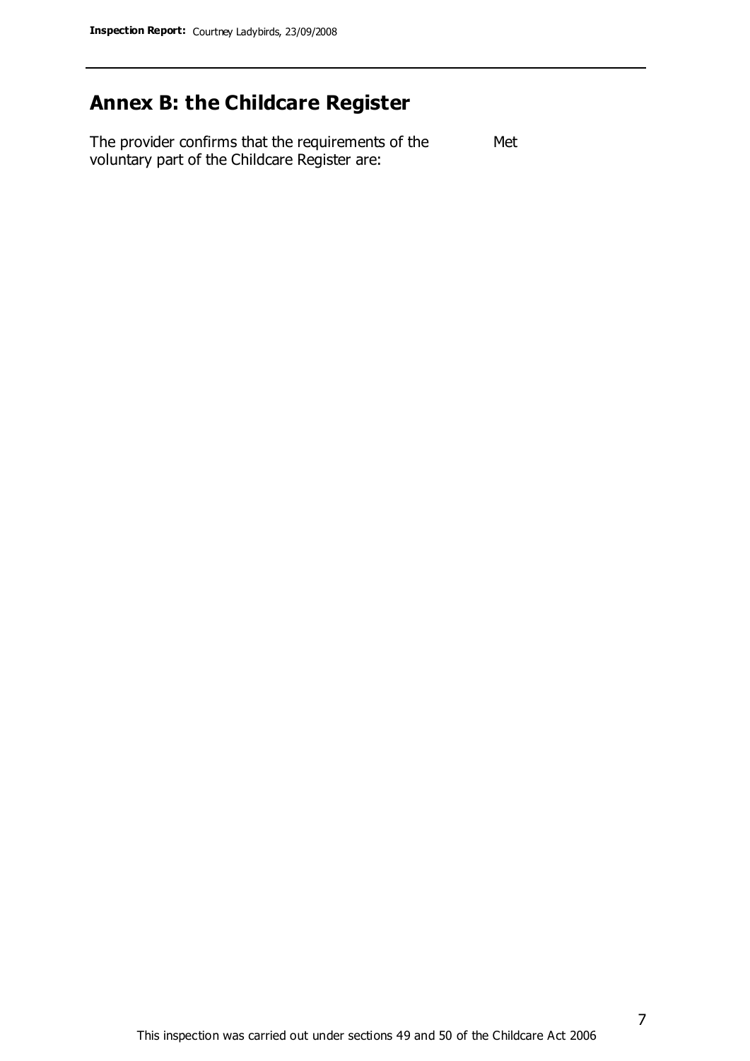## Annex B: the Childcare Register

| | |
|---|---|
| The provider confirms that the requirements of the voluntary part of the Childcare Register are: | Met |

This inspection was carried out under sections 49 and 50 of the Childcare Act 2006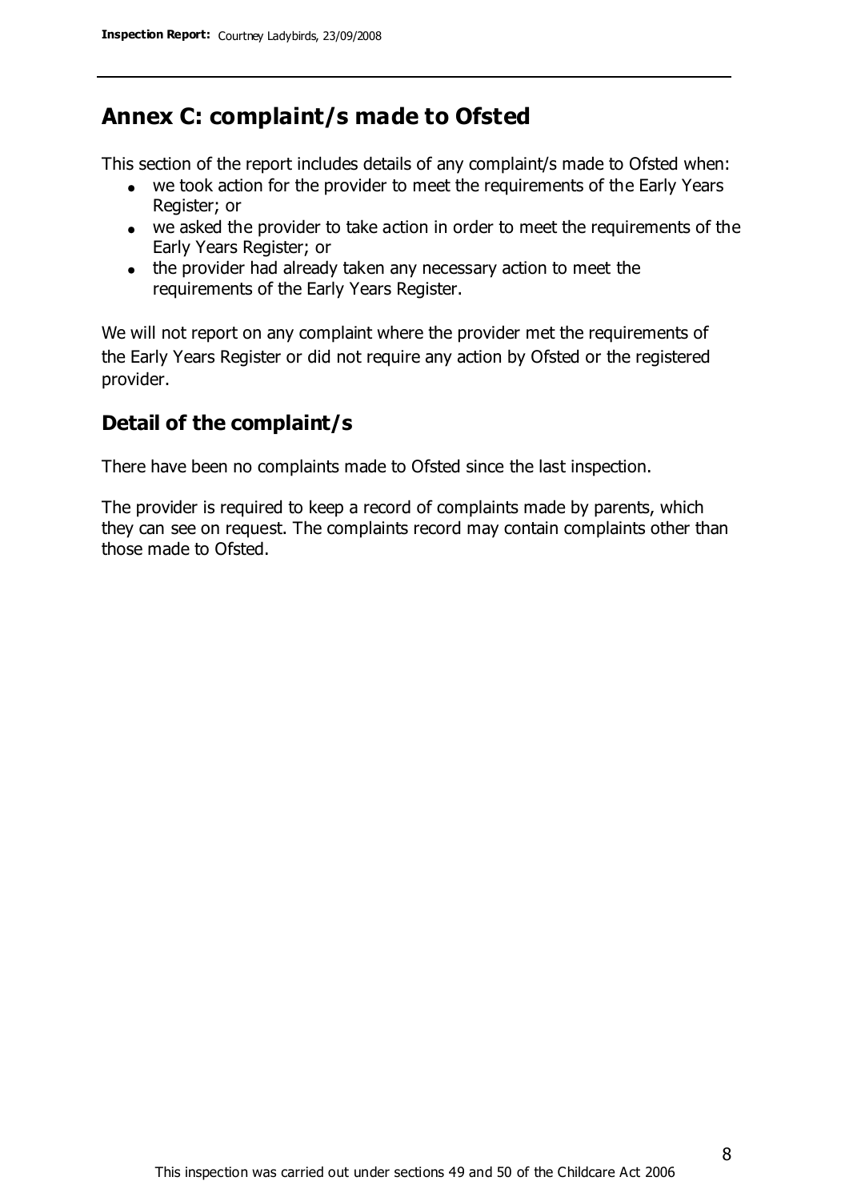## Annex C: complaint/s made to Ofsted

This section of the report includes details of any complaint/s made to Ofsted when:

- we took action for the provider to meet the requirements of the Early Years Register; or
- we asked the provider to take action in order to meet the requirements of the Early Years Register; or
- the provider had already taken any necessary action to meet the requirements of the Early Years Register.

We will not report on any complaint where the provider met the requirements of the Early Years Register or did not require any action by Ofsted or the registered provider.

### Detail of the complaint/s

There have been no complaints made to Ofsted since the last inspection.

The provider is required to keep a record of complaints made by parents, which they can see on request. The complaints record may contain complaints other than those made to Ofsted.